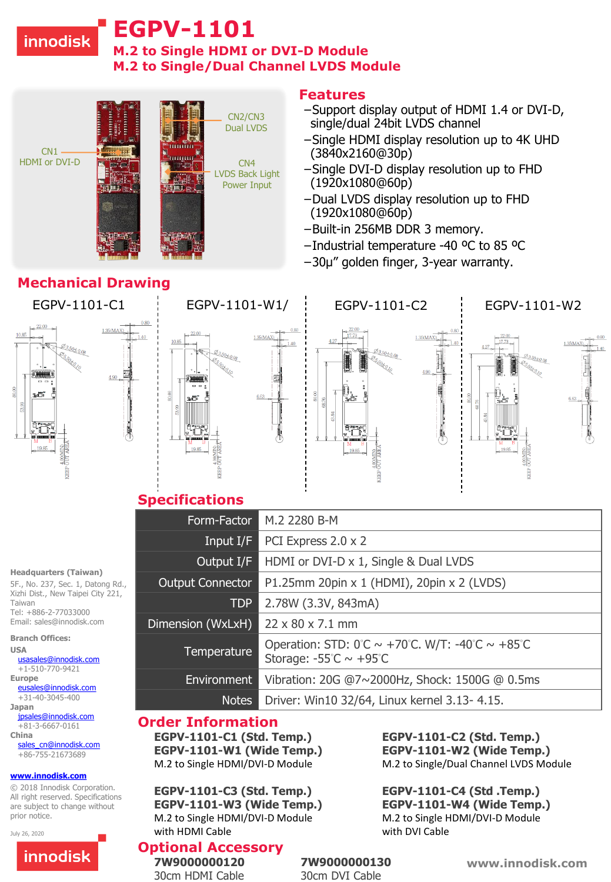# EGPV-1101

## M.2 to Single HDMI or DVI-D Module
## M.2 to Single/Dual Channel LVDS Module

CN1
HDMI or DVI-D

CN2/CN3
Dual LVDS

CN4
LVDS Back Light
Power Input

## Features

- Support display output of HDMI 1.4 or DVI-D, single/dual 24bit LVDS channel
- Single HDMI display resolution up to 4K UHD (3840x2160@30p)
- Single DVI-D display resolution up to FHD (1920x1080@60p)
- Dual LVDS display resolution up to FHD (1920x1080@60p)
- Built-in 256MB DDR 3 memory.
- Industrial temperature -40 ºC to 85 ºC
- 30μ" golden finger, 3-year warranty.

## Mechanical Drawing

EGPV-1101-C1 | EGPV-1101-W1/ | EGPV-1101-C2 | EGPV-1101-W2

## Specifications

| | |
|---|---|
| Form-Factor | M.2 2280 B-M |
| Input I/F | PCI Express 2.0 x 2 |
| Output I/F | HDMI or DVI-D x 1, Single & Dual LVDS |
| Output Connector | P1.25mm 20pin x 1 (HDMI), 20pin x 2 (LVDS) |
| TDP | 2.78W (3.3V, 843mA) |
| Dimension (WxLxH) | 22 x 80 x 7.1 mm |
| Temperature | Operation: STD: 0℃ ~ +70℃. W/T: -40℃ ~ +85℃<br>Storage: -55℃ ~ +95℃ |
| Environment | Vibration: 20G @7~2000Hz, Shock: 1500G @ 0.5ms |
| Notes | Driver: Win10 32/64, Linux kernel 3.13- 4.15. |

## Order Information

**EGPV-1101-C1 (Std. Temp.)**
**EGPV-1101-W1 (Wide Temp.)**
M.2 to Single HDMI/DVI-D Module

**EGPV-1101-C2 (Std. Temp.)**
**EGPV-1101-W2 (Wide Temp.)**
M.2 to Single/Dual Channel LVDS Module

**EGPV-1101-C3 (Std. Temp.)**
**EGPV-1101-W3 (Wide Temp.)**
M.2 to Single HDMI/DVI-D Module with HDMI Cable

**EGPV-1101-C4 (Std .Temp.)**
**EGPV-1101-W4 (Wide Temp.)**
M.2 to Single HDMI/DVI-D Module with DVI Cable

## Optional Accessory

**7W9000000120**
30cm HDMI Cable

**7W9000000130**
30cm DVI Cable

**Headquarters (Taiwan)**
5F., No. 237, Sec. 1, Datong Rd., Xizhi Dist., New Taipei City 221, Taiwan
Tel: +886-2-77033000
Email: sales@innodisk.com

**Branch Offices:**

**USA**
usasales@innodisk.com
+1-510-770-9421

**Europe**
eusales@innodisk.com
+31-40-3045-400

**Japan**
jpsales@innodisk.com
+81-3-6667-0161

**China**
sales_cn@innodisk.com
+86-755-21673689

**www.innodisk.com**

© 2018 Innodisk Corporation. All right reserved. Specifications are subject to change without prior notice.

July 26, 2020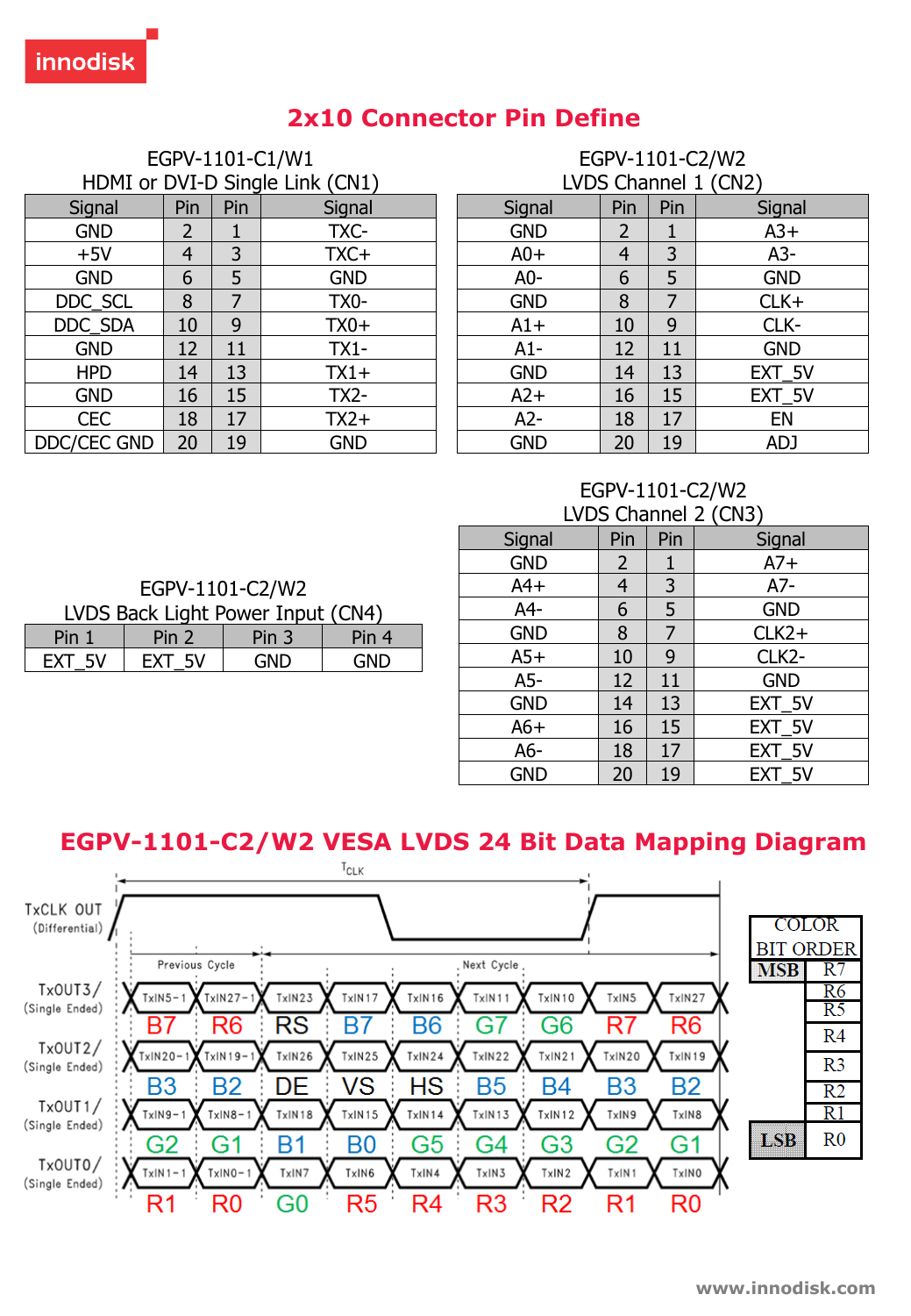innodisk

# 2x10 Connector Pin Define

### EGPV-1101-C1/W1
### HDMI or DVI-D Single Link (CN1)

| Signal | Pin | Pin | Signal |
|---|---|---|---|
| GND | 2 | 1 | TXC- |
| +5V | 4 | 3 | TXC+ |
| GND | 6 | 5 | GND |
| DDC_SCL | 8 | 7 | TX0- |
| DDC_SDA | 10 | 9 | TX0+ |
| GND | 12 | 11 | TX1- |
| HPD | 14 | 13 | TX1+ |
| GND | 16 | 15 | TX2- |
| CEC | 18 | 17 | TX2+ |
| DDC/CEC GND | 20 | 19 | GND |

### EGPV-1101-C2/W2
### LVDS Channel 1 (CN2)

| Signal | Pin | Pin | Signal |
|---|---|---|---|
| GND | 2 | 1 | A3+ |
| A0+ | 4 | 3 | A3- |
| A0- | 6 | 5 | GND |
| GND | 8 | 7 | CLK+ |
| A1+ | 10 | 9 | CLK- |
| A1- | 12 | 11 | GND |
| GND | 14 | 13 | EXT_5V |
| A2+ | 16 | 15 | EXT_5V |
| A2- | 18 | 17 | EN |
| GND | 20 | 19 | ADJ |

### EGPV-1101-C2/W2
### LVDS Channel 2 (CN3)

| Signal | Pin | Pin | Signal |
|---|---|---|---|
| GND | 2 | 1 | A7+ |
| A4+ | 4 | 3 | A7- |
| A4- | 6 | 5 | GND |
| GND | 8 | 7 | CLK2+ |
| A5+ | 10 | 9 | CLK2- |
| A5- | 12 | 11 | GND |
| GND | 14 | 13 | EXT_5V |
| A6+ | 16 | 15 | EXT_5V |
| A6- | 18 | 17 | EXT_5V |
| GND | 20 | 19 | EXT_5V |

### EGPV-1101-C2/W2
### LVDS Back Light Power Input (CN4)

| Pin 1 | Pin 2 | Pin 3 | Pin 4 |
|---|---|---|---|
| EXT_5V | EXT_5V | GND | GND |

# EGPV-1101-C2/W2 VESA LVDS 24 Bit Data Mapping Diagram

$T_{CLK}$

TxCLK OUT (Differential)

Previous Cycle

Next Cycle

TxOUT3/ (Single Ended)

TxIN5-1 TxIN27-1 TxIN23 TxIN17 TxIN16 TxIN11 TxIN10 TxIN5 TxIN27

B7 R6 RS B7 B6 G7 G6 R7 R6

TxOUT2/ (Single Ended)

TxIN20-1 TxIN19-1 TxIN26 TxIN25 TxIN24 TxIN22 TxIN21 TxIN20 TxIN19

B3 B2 DE VS HS B5 B4 B3 B2

TxOUT1/ (Single Ended)

TxIN9-1 TxIN8-1 TxIN18 TxIN15 TxIN14 TxIN13 TxIN12 TxIN9 TxIN8

G2 G1 B1 B0 G5 G4 G3 G2 G1

TxOUT0/ (Single Ended)

TxIN1-1 TxIN0-1 TxIN7 TxIN6 TxIN4 TxIN3 TxIN2 TxIN1 TxIN0

R1 R0 G0 R5 R4 R3 R2 R1 R0

COLOR BIT ORDER

MSB R7

R6

R5

R4

R3

R2

R1

LSB R0

www.innodisk.com